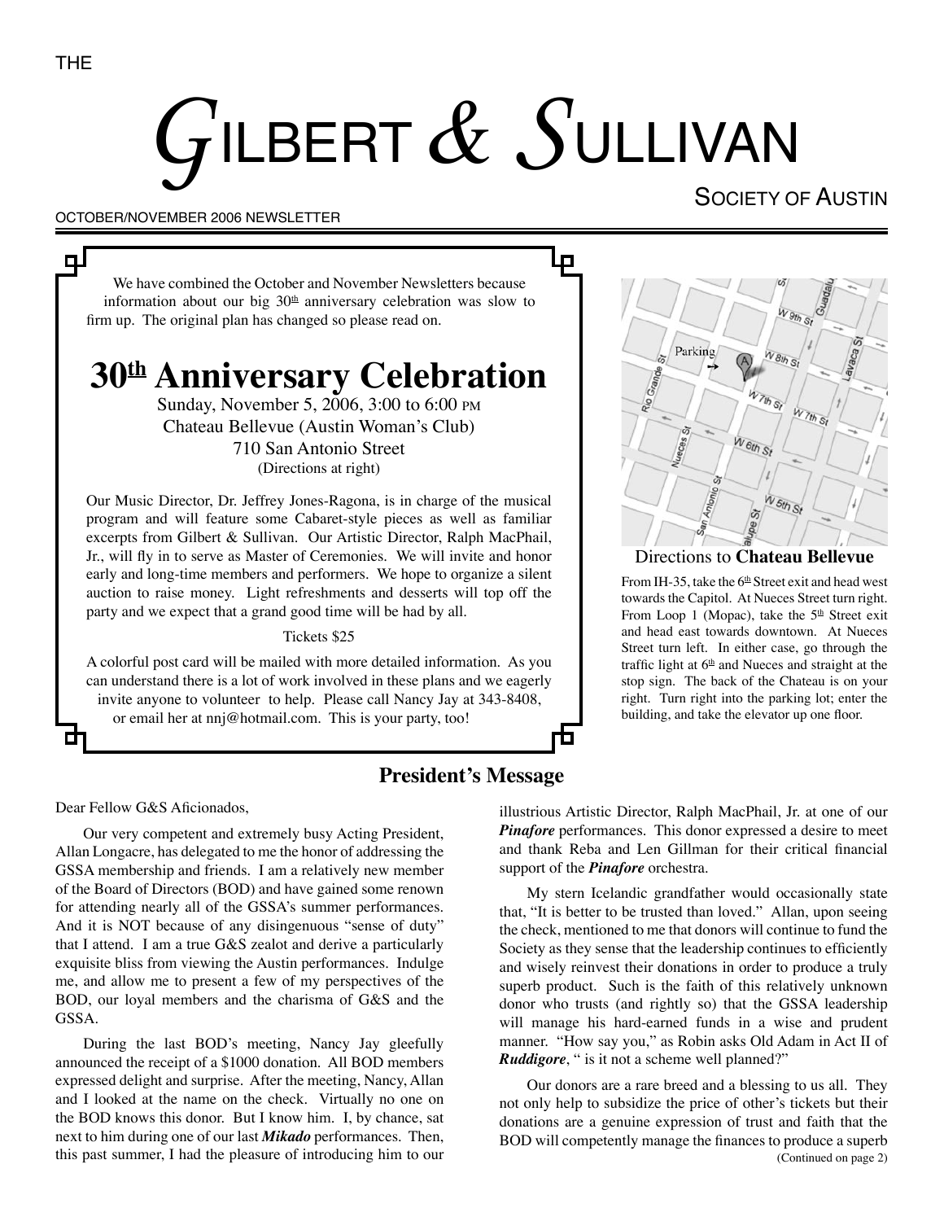THE

# GILBERT & SULLIVAN

SOCIETY OF AUSTIN

OCTOBER/NOVEMBER 2006 NEWSLETTER

We have combined the October and November Newsletters because information about our big 30th anniversary celebration was slow to firm up. The original plan has changed so please read on.

## 30th Anniversary Celebration

Sunday, November 5, 2006, 3:00 to 6:00 PM
Chateau Bellevue (Austin Woman's Club)
710 San Antonio Street
(Directions at right)

Our Music Director, Dr. Jeffrey Jones-Ragona, is in charge of the musical program and will feature some Cabaret-style pieces as well as familiar excerpts from Gilbert & Sullivan. Our Artistic Director, Ralph MacPhail, Jr., will fly in to serve as Master of Ceremonies. We will invite and honor early and long-time members and performers. We hope to organize a silent auction to raise money. Light refreshments and desserts will top off the party and we expect that a grand good time will be had by all.

Tickets $25

A colorful post card will be mailed with more detailed information. As you can understand there is a lot of work involved in these plans and we eagerly invite anyone to volunteer to help. Please call Nancy Jay at 343-8408, or email her at nnj@hotmail.com. This is your party, too!

Directions to **Chateau Bellevue**

From IH-35, take the 6th Street exit and head west towards the Capitol. At Nueces Street turn right. From Loop 1 (Mopac), take the 5th Street exit and head east towards downtown. At Nueces Street turn left. In either case, go through the traffic light at 6th and Nueces and straight at the stop sign. The back of the Chateau is on your right. Turn right into the parking lot; enter the building, and take the elevator up one floor.

## President's Message

Dear Fellow G&S Aficionados,

Our very competent and extremely busy Acting President, Allan Longacre, has delegated to me the honor of addressing the GSSA membership and friends. I am a relatively new member of the Board of Directors (BOD) and have gained some renown for attending nearly all of the GSSA's summer performances. And it is NOT because of any disingenuous "sense of duty" that I attend. I am a true G&S zealot and derive a particularly exquisite bliss from viewing the Austin performances. Indulge me, and allow me to present a few of my perspectives of the BOD, our loyal members and the charisma of G&S and the GSSA.

During the last BOD's meeting, Nancy Jay gleefully announced the receipt of a $1000 donation. All BOD members expressed delight and surprise. After the meeting, Nancy, Allan and I looked at the name on the check. Virtually no one on the BOD knows this donor. But I know him. I, by chance, sat next to him during one of our last ***Mikado*** performances. Then, this past summer, I had the pleasure of introducing him to our illustrious Artistic Director, Ralph MacPhail, Jr. at one of our ***Pinafore*** performances. This donor expressed a desire to meet and thank Reba and Len Gillman for their critical financial support of the ***Pinafore*** orchestra.

My stern Icelandic grandfather would occasionally state that, "It is better to be trusted than loved." Allan, upon seeing the check, mentioned to me that donors will continue to fund the Society as they sense that the leadership continues to efficiently and wisely reinvest their donations in order to produce a truly superb product. Such is the faith of this relatively unknown donor who trusts (and rightly so) that the GSSA leadership will manage his hard-earned funds in a wise and prudent manner. "How say you," as Robin asks Old Adam in Act II of ***Ruddigore***, " is it not a scheme well planned?"

Our donors are a rare breed and a blessing to us all. They not only help to subsidize the price of other's tickets but their donations are a genuine expression of trust and faith that the BOD will competently manage the finances to produce a superb

(Continued on page 2)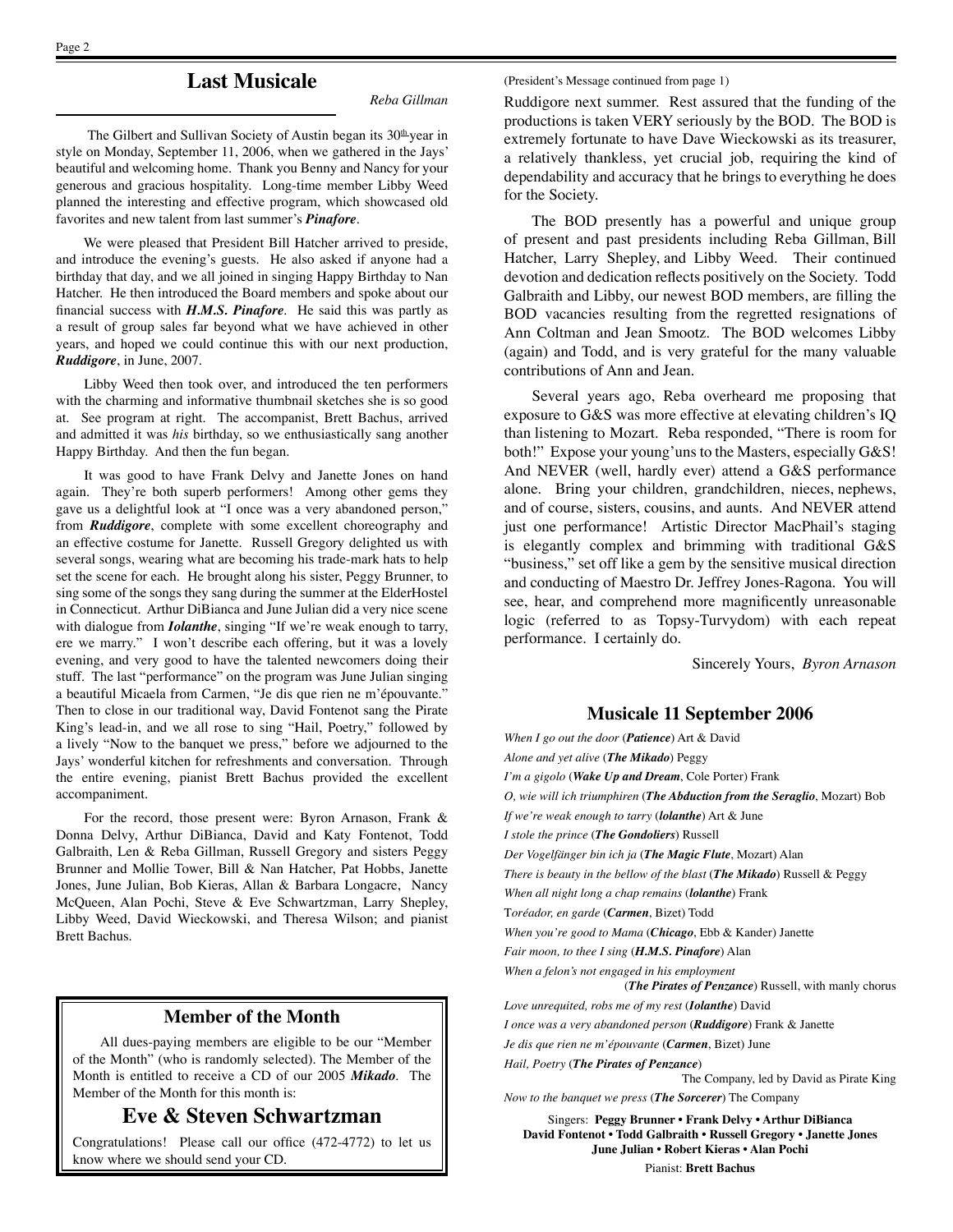## Last Musicale

*Reba Gillman*

The Gilbert and Sullivan Society of Austin began its 30th year in style on Monday, September 11, 2006, when we gathered in the Jays' beautiful and welcoming home. Thank you Benny and Nancy for your generous and gracious hospitality. Long-time member Libby Weed planned the interesting and effective program, which showcased old favorites and new talent from last summer's ***Pinafore***.

We were pleased that President Bill Hatcher arrived to preside, and introduce the evening's guests. He also asked if anyone had a birthday that day, and we all joined in singing Happy Birthday to Nan Hatcher. He then introduced the Board members and spoke about our financial success with ***H.M.S. Pinafore***. He said this was partly as a result of group sales far beyond what we have achieved in other years, and hoped we could continue this with our next production, ***Ruddigore***, in June, 2007.

Libby Weed then took over, and introduced the ten performers with the charming and informative thumbnail sketches she is so good at. See program at right. The accompanist, Brett Bachus, arrived and admitted it was *his* birthday, so we enthusiastically sang another Happy Birthday. And then the fun began.

It was good to have Frank Delvy and Janette Jones on hand again. They're both superb performers! Among other gems they gave us a delightful look at "I once was a very abandoned person," from ***Ruddigore***, complete with some excellent choreography and an effective costume for Janette. Russell Gregory delighted us with several songs, wearing what are becoming his trade-mark hats to help set the scene for each. He brought along his sister, Peggy Brunner, to sing some of the songs they sang during the summer at the ElderHostel in Connecticut. Arthur DiBianca and June Julian did a very nice scene with dialogue from ***Iolanthe***, singing "If we're weak enough to tarry, ere we marry." I won't describe each offering, but it was a lovely evening, and very good to have the talented newcomers doing their stuff. The last "performance" on the program was June Julian singing a beautiful Micaela from Carmen, "Je dis que rien ne m'épouvante." Then to close in our traditional way, David Fontenot sang the Pirate King's lead-in, and we all rose to sing "Hail, Poetry," followed by a lively "Now to the banquet we press," before we adjourned to the Jays' wonderful kitchen for refreshments and conversation. Through the entire evening, pianist Brett Bachus provided the excellent accompaniment.

For the record, those present were: Byron Arnason, Frank & Donna Delvy, Arthur DiBianca, David and Katy Fontenot, Todd Galbraith, Len & Reba Gillman, Russell Gregory and sisters Peggy Brunner and Mollie Tower, Bill & Nan Hatcher, Pat Hobbs, Janette Jones, June Julian, Bob Kieras, Allan & Barbara Longacre, Nancy McQueen, Alan Pochi, Steve & Eve Schwartzman, Larry Shepley, Libby Weed, David Wieckowski, and Theresa Wilson; and pianist Brett Bachus.

### Member of the Month

All dues-paying members are eligible to be our "Member of the Month" (who is randomly selected). The Member of the Month is entitled to receive a CD of our 2005 ***Mikado***. The Member of the Month for this month is:

## Eve & Steven Schwartzman

Congratulations! Please call our office (472-4772) to let us know where we should send your CD.

(President's Message continued from page 1)

Ruddigore next summer. Rest assured that the funding of the productions is taken VERY seriously by the BOD. The BOD is extremely fortunate to have Dave Wieckowski as its treasurer, a relatively thankless, yet crucial job, requiring the kind of dependability and accuracy that he brings to everything he does for the Society.

The BOD presently has a powerful and unique group of present and past presidents including Reba Gillman, Bill Hatcher, Larry Shepley, and Libby Weed. Their continued devotion and dedication reflects positively on the Society. Todd Galbraith and Libby, our newest BOD members, are filling the BOD vacancies resulting from the regretted resignations of Ann Coltman and Jean Smootz. The BOD welcomes Libby (again) and Todd, and is very grateful for the many valuable contributions of Ann and Jean.

Several years ago, Reba overheard me proposing that exposure to G&S was more effective at elevating children's IQ than listening to Mozart. Reba responded, "There is room for both!" Expose your young'uns to the Masters, especially G&S! And NEVER (well, hardly ever) attend a G&S performance alone. Bring your children, grandchildren, nieces, nephews, and of course, sisters, cousins, and aunts. And NEVER attend just one performance! Artistic Director MacPhail's staging is elegantly complex and brimming with traditional G&S "business," set off like a gem by the sensitive musical direction and conducting of Maestro Dr. Jeffrey Jones-Ragona. You will see, hear, and comprehend more magnificently unreasonable logic (referred to as Topsy-Turvydom) with each repeat performance. I certainly do.

Sincerely Yours, *Byron Arnason*

### Musicale 11 September 2006

*When I go out the door* (***Patience***) Art & David
*Alone and yet alive* (***The Mikado***) Peggy
*I'm a gigolo* (***Wake Up and Dream***, Cole Porter) Frank
*O, wie will ich triumphiren* (***The Abduction from the Seraglio***, Mozart) Bob
*If we're weak enough to tarry* (***Iolanthe***) Art & June
*I stole the prince* (***The Gondoliers***) Russell
*Der Vogelfänger bin ich ja* (***The Magic Flute***, Mozart) Alan
*There is beauty in the bellow of the blast* (***The Mikado***) Russell & Peggy
*When all night long a chap remains* (***Iolanthe***) Frank
*Toréador, en garde* (***Carmen***, Bizet) Todd
*When you're good to Mama* (***Chicago***, Ebb & Kander) Janette
*Fair moon, to thee I sing* (***H.M.S. Pinafore***) Alan
*When a felon's not engaged in his employment* (***The Pirates of Penzance***) Russell, with manly chorus
*Love unrequited, robs me of my rest* (***Iolanthe***) David
*I once was a very abandoned person* (***Ruddigore***) Frank & Janette
*Je dis que rien ne m'épouvante* (***Carmen***, Bizet) June
*Hail, Poetry* (***The Pirates of Penzance***) The Company, led by David as Pirate King
*Now to the banquet we press* (***The Sorcerer***) The Company

Singers: **Peggy Brunner • Frank Delvy • Arthur DiBianca • David Fontenot • Todd Galbraith • Russell Gregory • Janette Jones • June Julian • Robert Kieras • Alan Pochi**

Pianist: **Brett Bachus**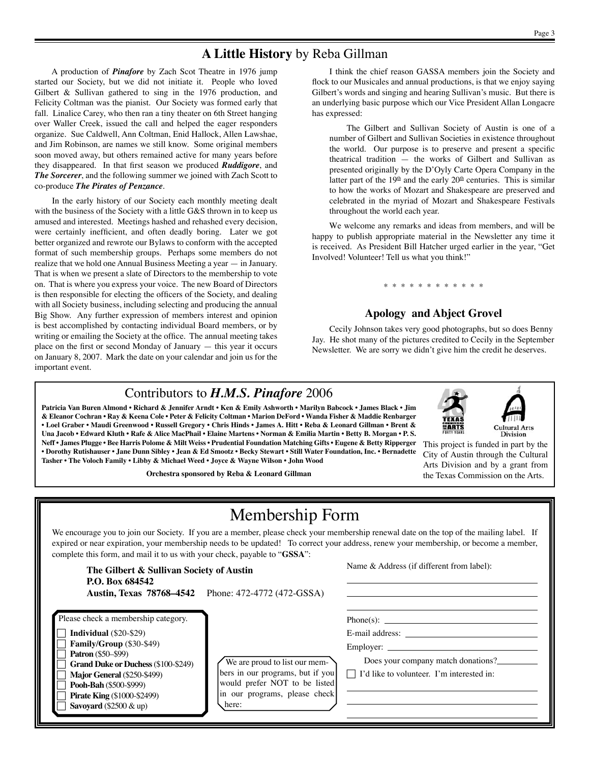## A Little History by Reba Gillman

A production of ***Pinafore*** by Zach Scot Theatre in 1976 jump started our Society, but we did not initiate it. People who loved Gilbert & Sullivan gathered to sing in the 1976 production, and Felicity Coltman was the pianist. Our Society was formed early that fall. Linalice Carey, who then ran a tiny theater on 6th Street hanging over Waller Creek, issued the call and helped the eager responders organize. Sue Caldwell, Ann Coltman, Enid Hallock, Allen Lawshae, and Jim Robinson, are names we still know. Some original members soon moved away, but others remained active for many years before they disappeared. In that first season we produced ***Ruddigore***, and ***The Sorcerer***, and the following summer we joined with Zach Scott to co-produce ***The Pirates of Penzance***.

In the early history of our Society each monthly meeting dealt with the business of the Society with a little G&S thrown in to keep us amused and interested. Meetings hashed and rehashed every decision, were certainly inefficient, and often deadly boring. Later we got better organized and rewrote our Bylaws to conform with the accepted format of such membership groups. Perhaps some members do not realize that we hold one Annual Business Meeting a year — in January. That is when we present a slate of Directors to the membership to vote on. That is where you express your voice. The new Board of Directors is then responsible for electing the officers of the Society, and dealing with all Society business, including selecting and producing the annual Big Show. Any further expression of members interest and opinion is best accomplished by contacting individual Board members, or by writing or emailing the Society at the office. The annual meeting takes place on the first or second Monday of January — this year it occurs on January 8, 2007. Mark the date on your calendar and join us for the important event.

I think the chief reason GASSA members join the Society and flock to our Musicales and annual productions, is that we enjoy saying Gilbert's words and singing and hearing Sullivan's music. But there is an underlying basic purpose which our Vice President Allan Longacre has expressed:

> The Gilbert and Sullivan Society of Austin is one of a number of Gilbert and Sullivan Societies in existence throughout the world. Our purpose is to preserve and present a specific theatrical tradition — the works of Gilbert and Sullivan as presented originally by the D'Oyly Carte Opera Company in the latter part of the 19th and the early 20th centuries. This is similar to how the works of Mozart and Shakespeare are preserved and celebrated in the myriad of Mozart and Shakespeare Festivals throughout the world each year.

We welcome any remarks and ideas from members, and will be happy to publish appropriate material in the Newsletter any time it is received. As President Bill Hatcher urged earlier in the year, "Get Involved! Volunteer! Tell us what you think!"

\* \* \* \* \* \* \* \* \* \* \* \*

### Apology and Abject Grovel

Cecily Johnson takes very good photographs, but so does Benny Jay. He shot many of the pictures credited to Cecily in the September Newsletter. We are sorry we didn't give him the credit he deserves.

## Contributors to *H.M.S. Pinafore* 2006

**Patricia Van Buren Almond • Richard & Jennifer Arndt • Ken & Emily Ashworth • Marilyn Babcock • James Black • Jim & Eleanor Cochran • Ray & Keena Cole • Peter & Felicity Coltman • Marion DeFord • Wanda Fisher & Maddie Renbarger • Loel Graber • Maudi Greenwood • Russell Gregory • Chris Hinds • James A. Hitt • Reba & Leonard Gillman • Brent & Una Jacob • Edward Kluth • Rafe & Alice MacPhail • Elaine Martens • Norman & Emilia Martin • Betty B. Morgan • P. S. Neff • James Plugge • Bee Harris Polome & Milt Weiss • Prudential Foundation Matching Gifts • Eugene & Betty Ripperger • Dorothy Rutishauser • Jane Dunn Sibley • Jean & Ed Smootz • Becky Stewart • Still Water Foundation, Inc. • Bernadette Tasher • The Voloch Family • Libby & Michael Weed • Joyce & Wayne Wilson • John Wood**

**Orchestra sponsored by Reba & Leonard Gillman**

Texas Commission on the Arts — Forty Years. Cultural Arts Division.

This project is funded in part by the City of Austin through the Cultural Arts Division and by a grant from the Texas Commission on the Arts.

## Membership Form

We encourage you to join our Society. If you are a member, please check your membership renewal date on the top of the mailing label. If expired or near expiration, your membership needs to be updated! To correct your address, renew your membership, or become a member, complete this form, and mail it to us with your check, payable to "**GSSA**":

**The Gilbert & Sullivan Society of Austin**
**P.O. Box 684542**
**Austin, Texas 78768–4542** Phone: 472-4772 (472-GSSA)

Name & Address (if different from label): \_\_\_\_\_\_\_\_\_\_\_\_\_\_\_\_

Please check a membership category.

- ☐ **Individual** ($20-$29)
- ☐ **Family/Group** ($30-$49)
- ☐ **Patron** ($50–$99)
- ☐ **Grand Duke or Duchess** ($100-$249)
- ☐ **Major General** ($250-$499)
- ☐ **Pooh-Bah** ($500-$999)
- ☐ **Pirate King** ($1000-$2499)
- ☐ **Savoyard** ($2500 & up)

We are proud to list our members in our programs, but if you would prefer NOT to be listed in our programs, please check here:

Phone(s): \_\_\_\_\_\_\_\_\_\_\_\_\_\_\_\_

E-mail address: \_\_\_\_\_\_\_\_\_\_\_\_\_\_\_\_

Employer: \_\_\_\_\_\_\_\_\_\_\_\_\_\_\_\_

Does your company match donations? \_\_\_\_\_\_\_\_

☐ I'd like to volunteer. I'm interested in: \_\_\_\_\_\_\_\_\_\_\_\_\_\_\_\_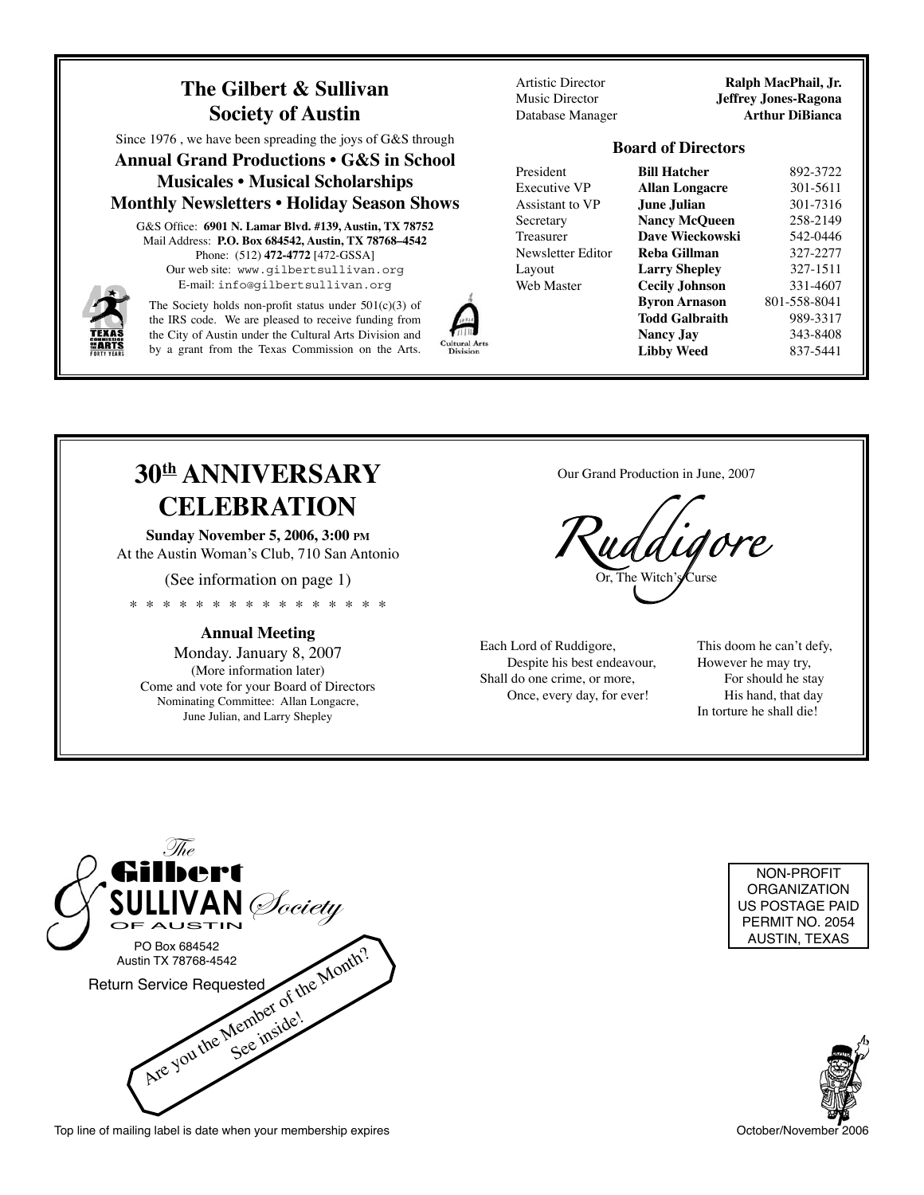## The Gilbert & Sullivan Society of Austin

Since 1976 , we have been spreading the joys of G&S through

**Annual Grand Productions • G&S in School Musicales • Musical Scholarships Monthly Newsletters • Holiday Season Shows**

G&S Office: **6901 N. Lamar Blvd. #139, Austin, TX 78752**
Mail Address: **P.O. Box 684542, Austin, TX 78768–4542**
Phone: (512) **472-4772** [472-GSSA]
Our web site: www.gilbertsullivan.org
E-mail: info@gilbertsullivan.org

The Society holds non-profit status under 501(c)(3) of the IRS code. We are pleased to receive funding from the City of Austin under the Cultural Arts Division and by a grant from the Texas Commission on the Arts.

| | |
|---|---|
| Artistic Director | **Ralph MacPhail, Jr.** |
| Music Director | **Jeffrey Jones-Ragona** |
| Database Manager | **Arthur DiBianca** |

### Board of Directors

| | | |
|---|---|---|
| President | **Bill Hatcher** | 892-3722 |
| Executive VP | **Allan Longacre** | 301-5611 |
| Assistant to VP | **June Julian** | 301-7316 |
| Secretary | **Nancy McQueen** | 258-2149 |
| Treasurer | **Dave Wieckowski** | 542-0446 |
| Newsletter Editor | **Reba Gillman** | 327-2277 |
| Layout | **Larry Shepley** | 327-1511 |
| Web Master | **Cecily Johnson** | 331-4607 |
| | **Byron Arnason** | 801-558-8041 |
| | **Todd Galbraith** | 989-3317 |
| | **Nancy Jay** | 343-8408 |
| | **Libby Weed** | 837-5441 |

## 30th ANNIVERSARY CELEBRATION

**Sunday November 5, 2006, 3:00 PM**
At the Austin Woman's Club, 710 San Antonio

(See information on page 1)

* * * * * * * * * * * * * * * * *

**Annual Meeting**
Monday. January 8, 2007
(More information later)
Come and vote for your Board of Directors
Nominating Committee: Allan Longacre, June Julian, and Larry Shepley

Our Grand Production in June, 2007

*Ruddigore*
Or, The Witch's Curse

Each Lord of Ruddigore,
Despite his best endeavour,
Shall do one crime, or more,
Once, every day, for ever!

This doom he can't defy,
However he may try,
For should he stay
His hand, that day
In torture he shall die!

*The* **Gilbert & SULLIVAN** *Society* OF AUSTIN
PO Box 684542
Austin TX 78768-4542
Return Service Requested

Are you the Member of the Month? See inside!

NON-PROFIT ORGANIZATION
US POSTAGE PAID
PERMIT NO. 2054
AUSTIN, TEXAS

Top line of mailing label is date when your membership expires

October/November 2006